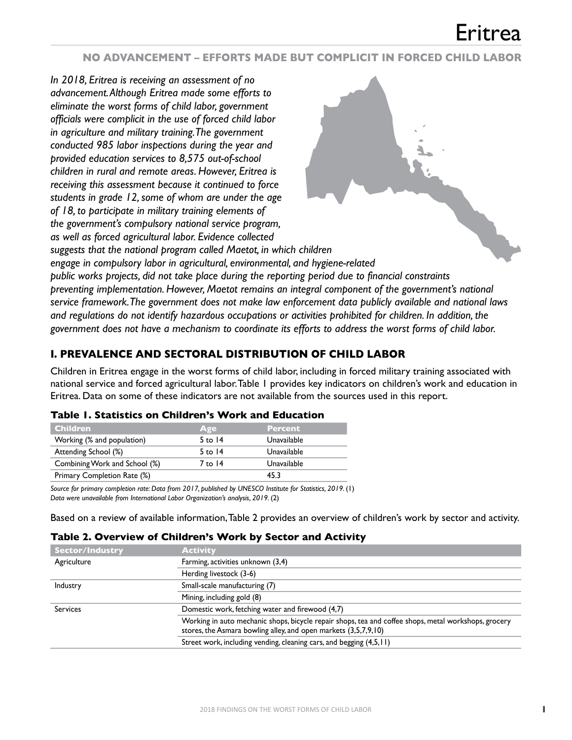# Eritrea

## NO ADVANCEMENT – EFFORTS MADE BUT COMPLICIT IN FORCED CHILD LABOR

*In 2018, Eritrea is receiving an assessment of no advancement. Although Eritrea made some efforts to eliminate the worst forms of child labor, government officials were complicit in the use of forced child labor in agriculture and military training. The government conducted 985 labor inspections during the year and provided education services to 8,575 out-of-school children in rural and remote areas. However, Eritrea is receiving this assessment because it continued to force students in grade 12, some of whom are under the age of 18, to participate in military training elements of the government's compulsory national service program, as well as forced agricultural labor. Evidence collected suggests that the national program called Maetot, in which children engage in compulsory labor in agricultural, environmental, and hygiene-related public works projects, did not take place during the reporting period due to financial constraints preventing implementation. However, Maetot remains an integral component of the government's national service framework. The government does not make law enforcement data publicly available and national laws and regulations do not identify hazardous occupations or activities prohibited for children. In addition, the government does not have a mechanism to coordinate its efforts to address the worst forms of child labor.*

## I. PREVALENCE AND SECTORAL DISTRIBUTION OF CHILD LABOR

Children in Eritrea engage in the worst forms of child labor, including in forced military training associated with national service and forced agricultural labor. Table 1 provides key indicators on children's work and education in Eritrea. Data on some of these indicators are not available from the sources used in this report.

### Table 1. Statistics on Children's Work and Education

| Children | Age | Percent |
|---|---|---|
| Working (% and population) | 5 to 14 | Unavailable |
| Attending School (%) | 5 to 14 | Unavailable |
| Combining Work and School (%) | 7 to 14 | Unavailable |
| Primary Completion Rate (%) | | 45.3 |

*Source for primary completion rate: Data from 2017, published by UNESCO Institute for Statistics, 2019.* (1)
*Data were unavailable from International Labor Organization's analysis, 2019.* (2)

Based on a review of available information, Table 2 provides an overview of children's work by sector and activity.

### Table 2. Overview of Children's Work by Sector and Activity

| Sector/Industry | Activity |
|---|---|
| Agriculture | Farming, activities unknown (3,4) |
| | Herding livestock (3-6) |
| Industry | Small-scale manufacturing (7) |
| | Mining, including gold (8) |
| Services | Domestic work, fetching water and firewood (4,7) |
| | Working in auto mechanic shops, bicycle repair shops, tea and coffee shops, metal workshops, grocery stores, the Asmara bowling alley, and open markets (3,5,7,9,10) |
| | Street work, including vending, cleaning cars, and begging (4,5,11) |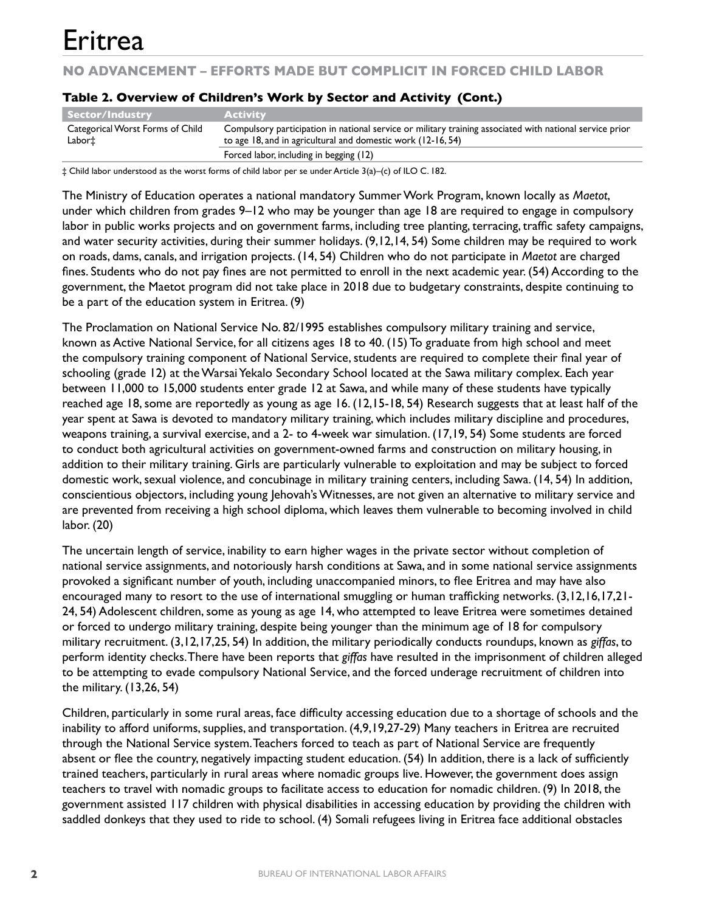# Eritrea

## NO ADVANCEMENT – EFFORTS MADE BUT COMPLICIT IN FORCED CHILD LABOR

**Table 2. Overview of Children's Work by Sector and Activity (Cont.)**

| Sector/Industry | Activity |
|---|---|
| Categorical Worst Forms of Child Labor‡ | Compulsory participation in national service or military training associated with national service prior to age 18, and in agricultural and domestic work (12-16, 54) |
| | Forced labor, including in begging (12) |

‡ Child labor understood as the worst forms of child labor per se under Article 3(a)–(c) of ILO C. 182.

The Ministry of Education operates a national mandatory Summer Work Program, known locally as *Maetot*, under which children from grades 9–12 who may be younger than age 18 are required to engage in compulsory labor in public works projects and on government farms, including tree planting, terracing, traffic safety campaigns, and water security activities, during their summer holidays. (9,12,14, 54) Some children may be required to work on roads, dams, canals, and irrigation projects. (14, 54) Children who do not participate in *Maetot* are charged fines. Students who do not pay fines are not permitted to enroll in the next academic year. (54) According to the government, the Maetot program did not take place in 2018 due to budgetary constraints, despite continuing to be a part of the education system in Eritrea. (9)

The Proclamation on National Service No. 82/1995 establishes compulsory military training and service, known as Active National Service, for all citizens ages 18 to 40. (15) To graduate from high school and meet the compulsory training component of National Service, students are required to complete their final year of schooling (grade 12) at the Warsai Yekalo Secondary School located at the Sawa military complex. Each year between 11,000 to 15,000 students enter grade 12 at Sawa, and while many of these students have typically reached age 18, some are reportedly as young as age 16. (12,15-18, 54) Research suggests that at least half of the year spent at Sawa is devoted to mandatory military training, which includes military discipline and procedures, weapons training, a survival exercise, and a 2- to 4-week war simulation. (17,19, 54) Some students are forced to conduct both agricultural activities on government-owned farms and construction on military housing, in addition to their military training. Girls are particularly vulnerable to exploitation and may be subject to forced domestic work, sexual violence, and concubinage in military training centers, including Sawa. (14, 54) In addition, conscientious objectors, including young Jehovah's Witnesses, are not given an alternative to military service and are prevented from receiving a high school diploma, which leaves them vulnerable to becoming involved in child labor. (20)

The uncertain length of service, inability to earn higher wages in the private sector without completion of national service assignments, and notoriously harsh conditions at Sawa, and in some national service assignments provoked a significant number of youth, including unaccompanied minors, to flee Eritrea and may have also encouraged many to resort to the use of international smuggling or human trafficking networks. (3,12,16,17,21-24, 54) Adolescent children, some as young as age 14, who attempted to leave Eritrea were sometimes detained or forced to undergo military training, despite being younger than the minimum age of 18 for compulsory military recruitment. (3,12,17,25, 54) In addition, the military periodically conducts roundups, known as *giffas*, to perform identity checks. There have been reports that *giffas* have resulted in the imprisonment of children alleged to be attempting to evade compulsory National Service, and the forced underage recruitment of children into the military. (13,26, 54)

Children, particularly in some rural areas, face difficulty accessing education due to a shortage of schools and the inability to afford uniforms, supplies, and transportation. (4,9,19,27-29) Many teachers in Eritrea are recruited through the National Service system. Teachers forced to teach as part of National Service are frequently absent or flee the country, negatively impacting student education. (54) In addition, there is a lack of sufficiently trained teachers, particularly in rural areas where nomadic groups live. However, the government does assign teachers to travel with nomadic groups to facilitate access to education for nomadic children. (9) In 2018, the government assisted 117 children with physical disabilities in accessing education by providing the children with saddled donkeys that they used to ride to school. (4) Somali refugees living in Eritrea face additional obstacles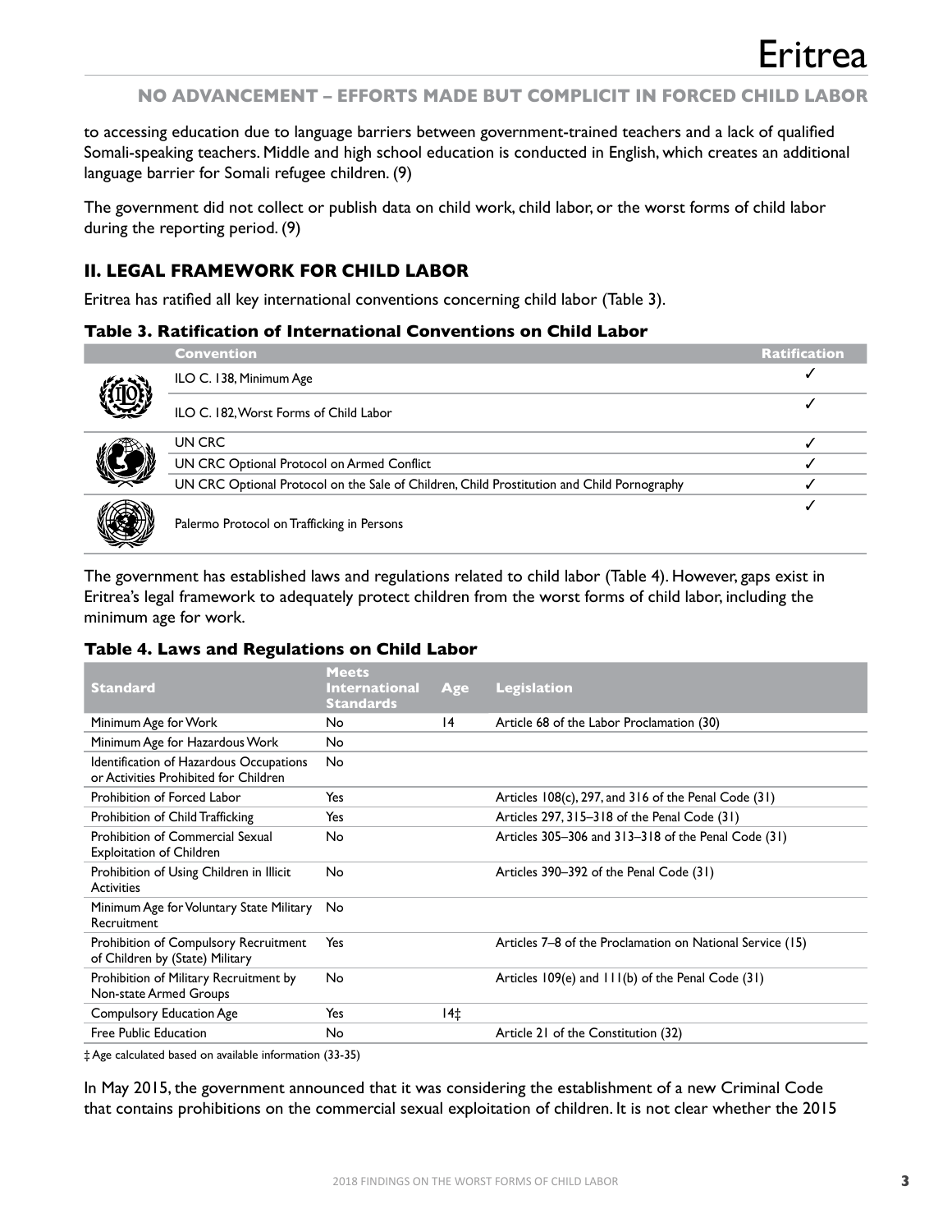to accessing education due to language barriers between government-trained teachers and a lack of qualified Somali-speaking teachers. Middle and high school education is conducted in English, which creates an additional language barrier for Somali refugee children. (9)

The government did not collect or publish data on child work, child labor, or the worst forms of child labor during the reporting period. (9)

## II. LEGAL FRAMEWORK FOR CHILD LABOR

Eritrea has ratified all key international conventions concerning child labor (Table 3).

### Table 3. Ratification of International Conventions on Child Labor

| Convention | Ratification |
|---|---|
| ILO C. 138, Minimum Age | ✓ |
| ILO C. 182, Worst Forms of Child Labor | ✓ |
| UN CRC | ✓ |
| UN CRC Optional Protocol on Armed Conflict | ✓ |
| UN CRC Optional Protocol on the Sale of Children, Child Prostitution and Child Pornography | ✓ |
| Palermo Protocol on Trafficking in Persons | ✓ |

The government has established laws and regulations related to child labor (Table 4). However, gaps exist in Eritrea's legal framework to adequately protect children from the worst forms of child labor, including the minimum age for work.

### Table 4. Laws and Regulations on Child Labor

| Standard | Meets International Standards | Age | Legislation |
|---|---|---|---|
| Minimum Age for Work | No | 14 | Article 68 of the Labor Proclamation (30) |
| Minimum Age for Hazardous Work | No | | |
| Identification of Hazardous Occupations or Activities Prohibited for Children | No | | |
| Prohibition of Forced Labor | Yes | | Articles 108(c), 297, and 316 of the Penal Code (31) |
| Prohibition of Child Trafficking | Yes | | Articles 297, 315–318 of the Penal Code (31) |
| Prohibition of Commercial Sexual Exploitation of Children | No | | Articles 305–306 and 313–318 of the Penal Code (31) |
| Prohibition of Using Children in Illicit Activities | No | | Articles 390–392 of the Penal Code (31) |
| Minimum Age for Voluntary State Military Recruitment | No | | |
| Prohibition of Compulsory Recruitment of Children by (State) Military | Yes | | Articles 7–8 of the Proclamation on National Service (15) |
| Prohibition of Military Recruitment by Non-state Armed Groups | No | | Articles 109(e) and 111(b) of the Penal Code (31) |
| Compulsory Education Age | Yes | 14‡ | |
| Free Public Education | No | | Article 21 of the Constitution (32) |

‡ Age calculated based on available information (33-35)

In May 2015, the government announced that it was considering the establishment of a new Criminal Code that contains prohibitions on the commercial sexual exploitation of children. It is not clear whether the 2015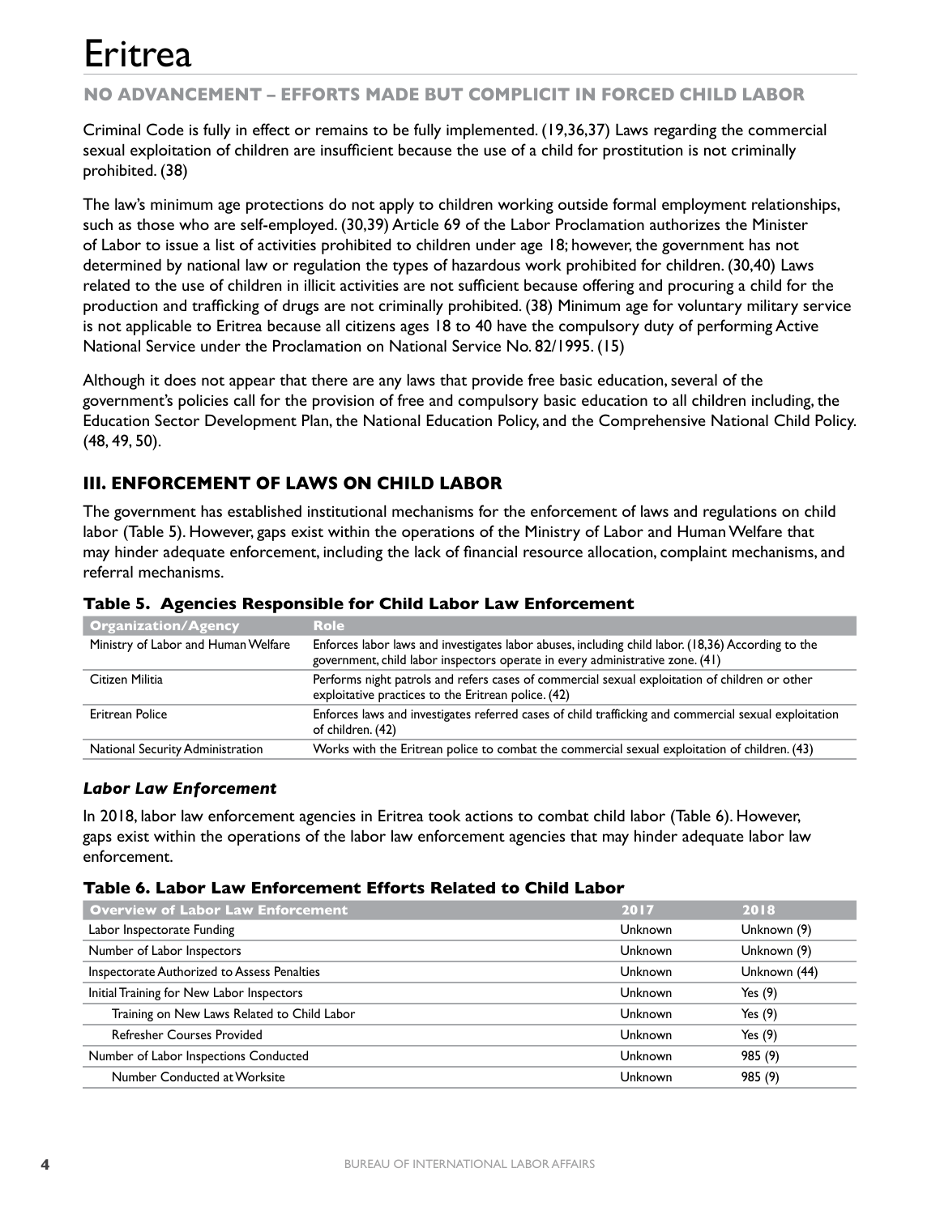Criminal Code is fully in effect or remains to be fully implemented. (19,36,37) Laws regarding the commercial sexual exploitation of children are insufficient because the use of a child for prostitution is not criminally prohibited. (38)

The law's minimum age protections do not apply to children working outside formal employment relationships, such as those who are self-employed. (30,39) Article 69 of the Labor Proclamation authorizes the Minister of Labor to issue a list of activities prohibited to children under age 18; however, the government has not determined by national law or regulation the types of hazardous work prohibited for children. (30,40) Laws related to the use of children in illicit activities are not sufficient because offering and procuring a child for the production and trafficking of drugs are not criminally prohibited. (38) Minimum age for voluntary military service is not applicable to Eritrea because all citizens ages 18 to 40 have the compulsory duty of performing Active National Service under the Proclamation on National Service No. 82/1995. (15)

Although it does not appear that there are any laws that provide free basic education, several of the government's policies call for the provision of free and compulsory basic education to all children including, the Education Sector Development Plan, the National Education Policy, and the Comprehensive National Child Policy. (48, 49, 50).

## III. ENFORCEMENT OF LAWS ON CHILD LABOR

The government has established institutional mechanisms for the enforcement of laws and regulations on child labor (Table 5). However, gaps exist within the operations of the Ministry of Labor and Human Welfare that may hinder adequate enforcement, including the lack of financial resource allocation, complaint mechanisms, and referral mechanisms.

**Table 5. Agencies Responsible for Child Labor Law Enforcement**

| Organization/Agency | Role |
|---|---|
| Ministry of Labor and Human Welfare | Enforces labor laws and investigates labor abuses, including child labor. (18,36) According to the government, child labor inspectors operate in every administrative zone. (41) |
| Citizen Militia | Performs night patrols and refers cases of commercial sexual exploitation of children or other exploitative practices to the Eritrean police. (42) |
| Eritrean Police | Enforces laws and investigates referred cases of child trafficking and commercial sexual exploitation of children. (42) |
| National Security Administration | Works with the Eritrean police to combat the commercial sexual exploitation of children. (43) |

### *Labor Law Enforcement*

In 2018, labor law enforcement agencies in Eritrea took actions to combat child labor (Table 6). However, gaps exist within the operations of the labor law enforcement agencies that may hinder adequate labor law enforcement.

**Table 6. Labor Law Enforcement Efforts Related to Child Labor**

| Overview of Labor Law Enforcement | 2017 | 2018 |
|---|---|---|
| Labor Inspectorate Funding | Unknown | Unknown (9) |
| Number of Labor Inspectors | Unknown | Unknown (9) |
| Inspectorate Authorized to Assess Penalties | Unknown | Unknown (44) |
| Initial Training for New Labor Inspectors | Unknown | Yes (9) |
| Training on New Laws Related to Child Labor | Unknown | Yes (9) |
| Refresher Courses Provided | Unknown | Yes (9) |
| Number of Labor Inspections Conducted | Unknown | 985 (9) |
| Number Conducted at Worksite | Unknown | 985 (9) |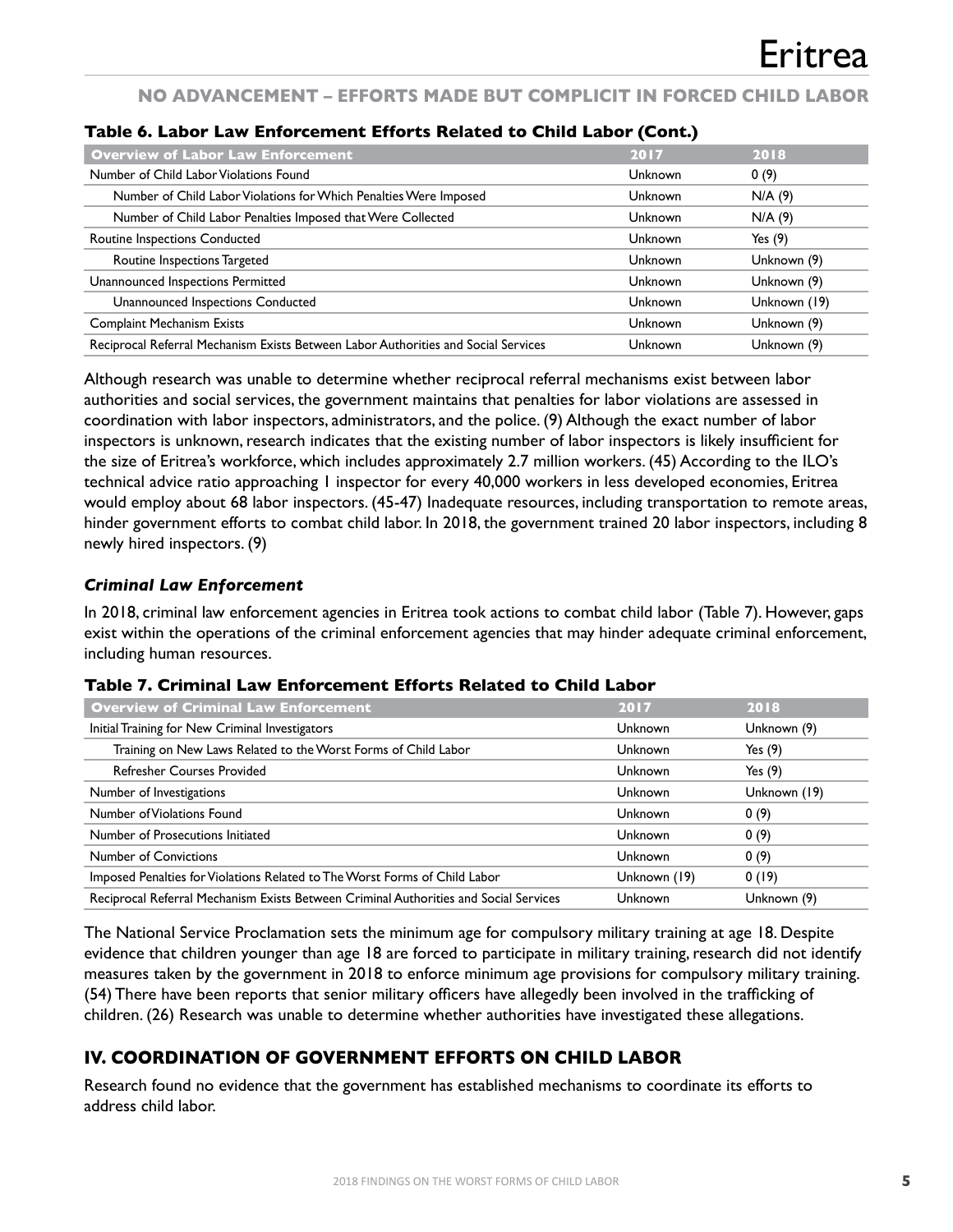### Table 6. Labor Law Enforcement Efforts Related to Child Labor (Cont.)

| Overview of Labor Law Enforcement | 2017 | 2018 |
|---|---|---|
| Number of Child Labor Violations Found | Unknown | 0 (9) |
| Number of Child Labor Violations for Which Penalties Were Imposed | Unknown | N/A (9) |
| Number of Child Labor Penalties Imposed that Were Collected | Unknown | N/A (9) |
| Routine Inspections Conducted | Unknown | Yes (9) |
| Routine Inspections Targeted | Unknown | Unknown (9) |
| Unannounced Inspections Permitted | Unknown | Unknown (9) |
| Unannounced Inspections Conducted | Unknown | Unknown (19) |
| Complaint Mechanism Exists | Unknown | Unknown (9) |
| Reciprocal Referral Mechanism Exists Between Labor Authorities and Social Services | Unknown | Unknown (9) |

Although research was unable to determine whether reciprocal referral mechanisms exist between labor authorities and social services, the government maintains that penalties for labor violations are assessed in coordination with labor inspectors, administrators, and the police. (9) Although the exact number of labor inspectors is unknown, research indicates that the existing number of labor inspectors is likely insufficient for the size of Eritrea's workforce, which includes approximately 2.7 million workers. (45) According to the ILO's technical advice ratio approaching 1 inspector for every 40,000 workers in less developed economies, Eritrea would employ about 68 labor inspectors. (45-47) Inadequate resources, including transportation to remote areas, hinder government efforts to combat child labor. In 2018, the government trained 20 labor inspectors, including 8 newly hired inspectors. (9)

#### *Criminal Law Enforcement*

In 2018, criminal law enforcement agencies in Eritrea took actions to combat child labor (Table 7). However, gaps exist within the operations of the criminal enforcement agencies that may hinder adequate criminal enforcement, including human resources.

### Table 7. Criminal Law Enforcement Efforts Related to Child Labor

| Overview of Criminal Law Enforcement | 2017 | 2018 |
|---|---|---|
| Initial Training for New Criminal Investigators | Unknown | Unknown (9) |
| Training on New Laws Related to the Worst Forms of Child Labor | Unknown | Yes (9) |
| Refresher Courses Provided | Unknown | Yes (9) |
| Number of Investigations | Unknown | Unknown (19) |
| Number of Violations Found | Unknown | 0 (9) |
| Number of Prosecutions Initiated | Unknown | 0 (9) |
| Number of Convictions | Unknown | 0 (9) |
| Imposed Penalties for Violations Related to The Worst Forms of Child Labor | Unknown (19) | 0 (19) |
| Reciprocal Referral Mechanism Exists Between Criminal Authorities and Social Services | Unknown | Unknown (9) |

The National Service Proclamation sets the minimum age for compulsory military training at age 18. Despite evidence that children younger than age 18 are forced to participate in military training, research did not identify measures taken by the government in 2018 to enforce minimum age provisions for compulsory military training. (54) There have been reports that senior military officers have allegedly been involved in the trafficking of children. (26) Research was unable to determine whether authorities have investigated these allegations.

## IV. COORDINATION OF GOVERNMENT EFFORTS ON CHILD LABOR

Research found no evidence that the government has established mechanisms to coordinate its efforts to address child labor.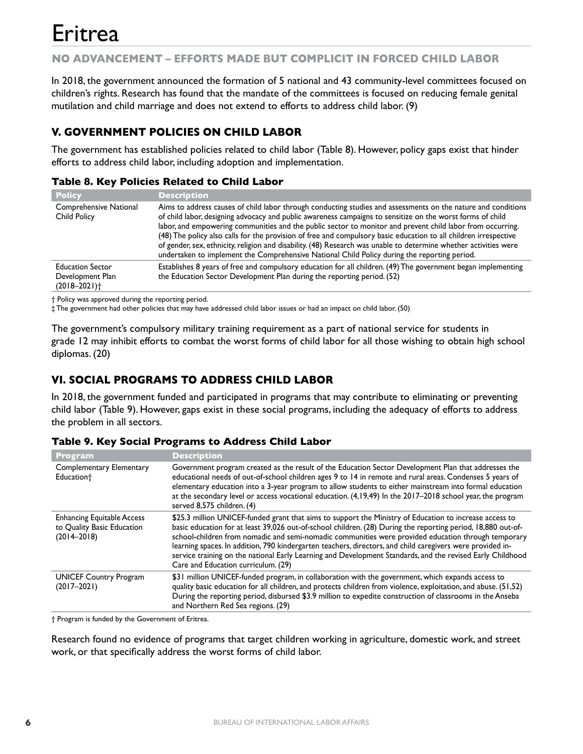# Eritrea

## NO ADVANCEMENT – EFFORTS MADE BUT COMPLICIT IN FORCED CHILD LABOR

In 2018, the government announced the formation of 5 national and 43 community-level committees focused on children's rights. Research has found that the mandate of the committees is focused on reducing female genital mutilation and child marriage and does not extend to efforts to address child labor. (9)

## V. GOVERNMENT POLICIES ON CHILD LABOR

The government has established policies related to child labor (Table 8). However, policy gaps exist that hinder efforts to address child labor, including adoption and implementation.

### Table 8. Key Policies Related to Child Labor

| Policy | Description |
| --- | --- |
| Comprehensive National Child Policy | Aims to address causes of child labor through conducting studies and assessments on the nature and conditions of child labor, designing advocacy and public awareness campaigns to sensitize on the worst forms of child labor, and empowering communities and the public sector to monitor and prevent child labor from occurring. (48) The policy also calls for the provision of free and compulsory basic education to all children irrespective of gender, sex, ethnicity, religion and disability. (48) Research was unable to determine whether activities were undertaken to implement the Comprehensive National Child Policy during the reporting period. |
| Education Sector Development Plan (2018–2021)† | Establishes 8 years of free and compulsory education for all children. (49) The government began implementing the Education Sector Development Plan during the reporting period. (52) |

† Policy was approved during the reporting period.
‡ The government had other policies that may have addressed child labor issues or had an impact on child labor. (50)

The government's compulsory military training requirement as a part of national service for students in grade 12 may inhibit efforts to combat the worst forms of child labor for all those wishing to obtain high school diplomas. (20)

## VI. SOCIAL PROGRAMS TO ADDRESS CHILD LABOR

In 2018, the government funded and participated in programs that may contribute to eliminating or preventing child labor (Table 9). However, gaps exist in these social programs, including the adequacy of efforts to address the problem in all sectors.

### Table 9. Key Social Programs to Address Child Labor

| Program | Description |
| --- | --- |
| Complementary Elementary Education† | Government program created as the result of the Education Sector Development Plan that addresses the educational needs of out-of-school children ages 9 to 14 in remote and rural areas. Condenses 5 years of elementary education into a 3-year program to allow students to either mainstream into formal education at the secondary level or access vocational education. (4,19,49) In the 2017–2018 school year, the program served 8,575 children. (4) |
| Enhancing Equitable Access to Quality Basic Education (2014–2018) | $25.3 million UNICEF-funded grant that aims to support the Ministry of Education to increase access to basic education for at least 39,026 out-of-school children. (28) During the reporting period, 18,880 out-of-school-children from nomadic and semi-nomadic communities were provided education through temporary learning spaces. In addition, 790 kindergarten teachers, directors, and child caregivers were provided in-service training on the national Early Learning and Development Standards, and the revised Early Childhood Care and Education curriculum. (29) |
| UNICEF Country Program (2017–2021) | $31 million UNICEF-funded program, in collaboration with the government, which expands access to quality basic education for all children, and protects children from violence, exploitation, and abuse. (51,52) During the reporting period, disbursed $3.9 million to expedite construction of classrooms in the Anseba and Northern Red Sea regions. (29) |

† Program is funded by the Government of Eritrea.

Research found no evidence of programs that target children working in agriculture, domestic work, and street work, or that specifically address the worst forms of child labor.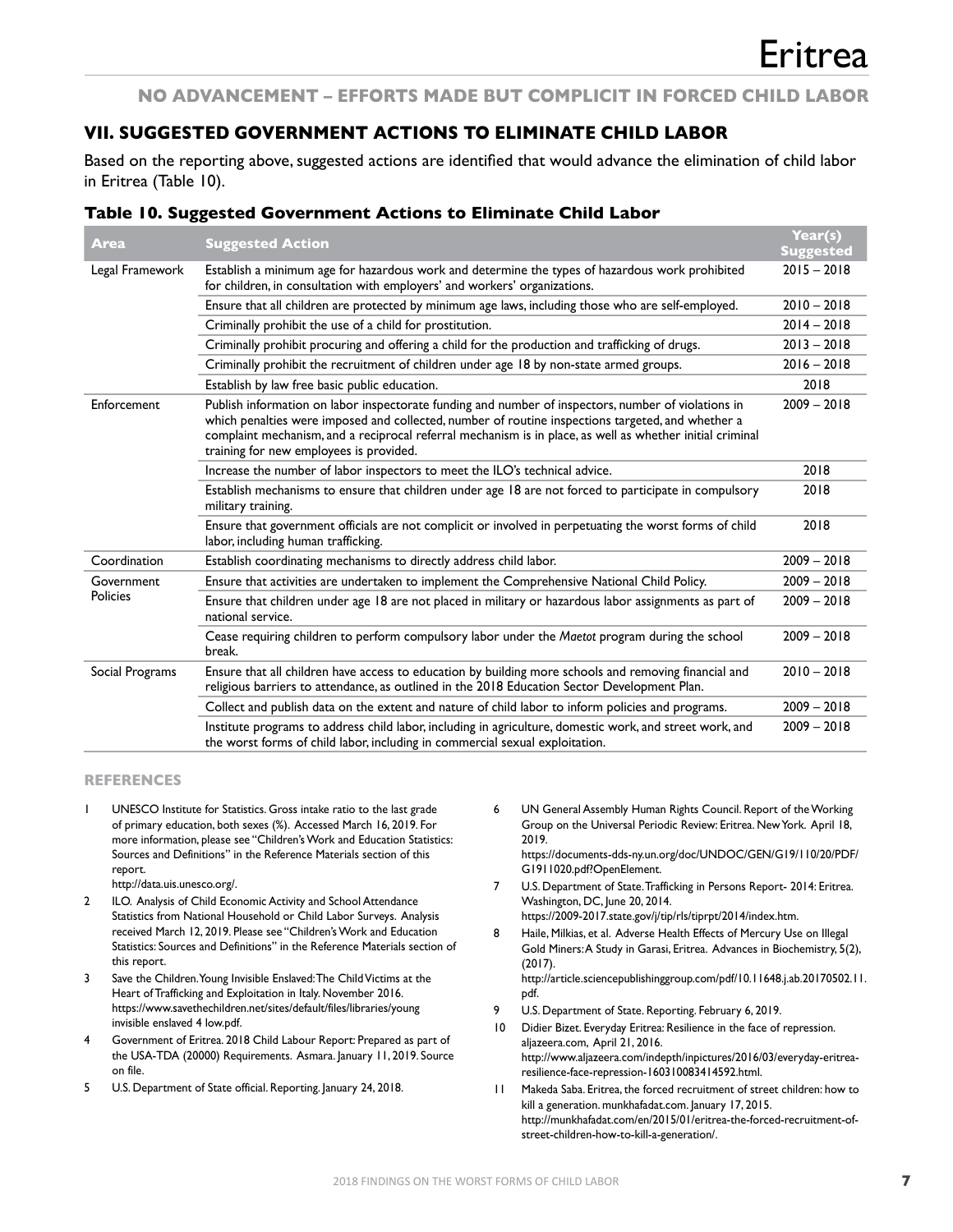## NO ADVANCEMENT – EFFORTS MADE BUT COMPLICIT IN FORCED CHILD LABOR

## VII. SUGGESTED GOVERNMENT ACTIONS TO ELIMINATE CHILD LABOR

Based on the reporting above, suggested actions are identified that would advance the elimination of child labor in Eritrea (Table 10).

### Table 10. Suggested Government Actions to Eliminate Child Labor

| Area | Suggested Action | Year(s) Suggested |
|---|---|---|
| Legal Framework | Establish a minimum age for hazardous work and determine the types of hazardous work prohibited for children, in consultation with employers' and workers' organizations. | 2015 – 2018 |
| | Ensure that all children are protected by minimum age laws, including those who are self-employed. | 2010 – 2018 |
| | Criminally prohibit the use of a child for prostitution. | 2014 – 2018 |
| | Criminally prohibit procuring and offering a child for the production and trafficking of drugs. | 2013 – 2018 |
| | Criminally prohibit the recruitment of children under age 18 by non-state armed groups. | 2016 – 2018 |
| | Establish by law free basic public education. | 2018 |
| Enforcement | Publish information on labor inspectorate funding and number of inspectors, number of violations in which penalties were imposed and collected, number of routine inspections targeted, and whether a complaint mechanism, and a reciprocal referral mechanism is in place, as well as whether initial criminal training for new employees is provided. | 2009 – 2018 |
| | Increase the number of labor inspectors to meet the ILO's technical advice. | 2018 |
| | Establish mechanisms to ensure that children under age 18 are not forced to participate in compulsory military training. | 2018 |
| | Ensure that government officials are not complicit or involved in perpetuating the worst forms of child labor, including human trafficking. | 2018 |
| Coordination | Establish coordinating mechanisms to directly address child labor. | 2009 – 2018 |
| Government Policies | Ensure that activities are undertaken to implement the Comprehensive National Child Policy. | 2009 – 2018 |
| | Ensure that children under age 18 are not placed in military or hazardous labor assignments as part of national service. | 2009 – 2018 |
| | Cease requiring children to perform compulsory labor under the *Maetot* program during the school break. | 2009 – 2018 |
| Social Programs | Ensure that all children have access to education by building more schools and removing financial and religious barriers to attendance, as outlined in the 2018 Education Sector Development Plan. | 2010 – 2018 |
| | Collect and publish data on the extent and nature of child labor to inform policies and programs. | 2009 – 2018 |
| | Institute programs to address child labor, including in agriculture, domestic work, and street work, and the worst forms of child labor, including in commercial sexual exploitation. | 2009 – 2018 |

### REFERENCES

1. UNESCO Institute for Statistics. Gross intake ratio to the last grade of primary education, both sexes (%). Accessed March 16, 2019. For more information, please see "Children's Work and Education Statistics: Sources and Definitions" in the Reference Materials section of this report. http://data.uis.unesco.org/.
2. ILO. Analysis of Child Economic Activity and School Attendance Statistics from National Household or Child Labor Surveys. Analysis received March 12, 2019. Please see "Children's Work and Education Statistics: Sources and Definitions" in the Reference Materials section of this report.
3. Save the Children. Young Invisible Enslaved: The Child Victims at the Heart of Trafficking and Exploitation in Italy. November 2016. https://www.savethechildren.net/sites/default/files/libraries/young invisible enslaved 4 low.pdf.
4. Government of Eritrea. 2018 Child Labour Report: Prepared as part of the USA-TDA (20000) Requirements. Asmara. January 11, 2019. Source on file.
5. U.S. Department of State official. Reporting. January 24, 2018.
6. UN General Assembly Human Rights Council. Report of the Working Group on the Universal Periodic Review: Eritrea. New York. April 18, 2019. https://documents-dds-ny.un.org/doc/UNDOC/GEN/G19/110/20/PDF/G1911020.pdf?OpenElement.
7. U.S. Department of State. Trafficking in Persons Report- 2014: Eritrea. Washington, DC, June 20, 2014. https://2009-2017.state.gov/j/tip/rls/tiprpt/2014/index.htm.
8. Haile, Milkias, et al. Adverse Health Effects of Mercury Use on Illegal Gold Miners: A Study in Garasi, Eritrea. Advances in Biochemistry, 5(2), (2017). http://article.sciencepublishinggroup.com/pdf/10.11648.j.ab.20170502.11.pdf.
9. U.S. Department of State. Reporting. February 6, 2019.
10. Didier Bizet. Everyday Eritrea: Resilience in the face of repression. aljazeera.com, April 21, 2016. http://www.aljazeera.com/indepth/inpictures/2016/03/everyday-eritrea-resilience-face-repression-160310083414592.html.
11. Makeda Saba. Eritrea, the forced recruitment of street children: how to kill a generation. munkhafadat.com. January 17, 2015. http://munkhafadat.com/en/2015/01/eritrea-the-forced-recruitment-of-street-children-how-to-kill-a-generation/.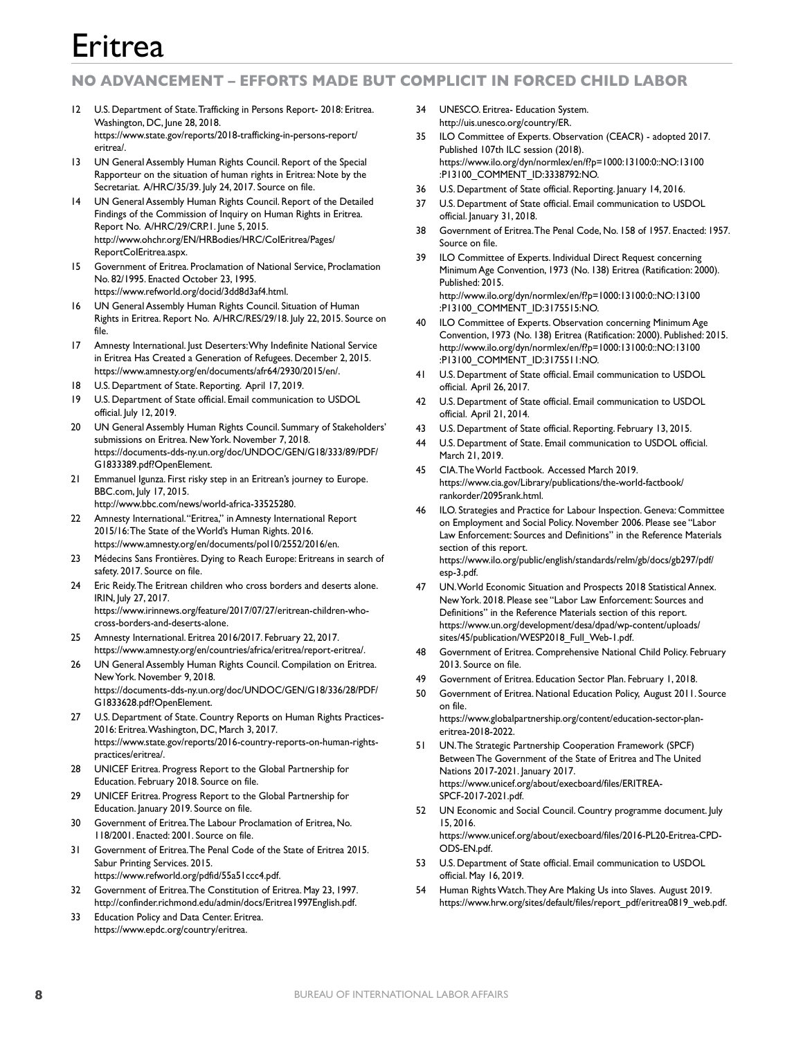# Eritrea

## NO ADVANCEMENT – EFFORTS MADE BUT COMPLICIT IN FORCED CHILD LABOR

12. U.S. Department of State. Trafficking in Persons Report- 2018: Eritrea. Washington, DC, June 28, 2018. https://www.state.gov/reports/2018-trafficking-in-persons-report/eritrea/.
13. UN General Assembly Human Rights Council. Report of the Special Rapporteur on the situation of human rights in Eritrea: Note by the Secretariat. A/HRC/35/39. July 24, 2017. Source on file.
14. UN General Assembly Human Rights Council. Report of the Detailed Findings of the Commission of Inquiry on Human Rights in Eritrea. Report No. A/HRC/29/CRP.1. June 5, 2015. http://www.ohchr.org/EN/HRBodies/HRC/CoIEritrea/Pages/ReportCoIEritrea.aspx.
15. Government of Eritrea. Proclamation of National Service, Proclamation No. 82/1995. Enacted October 23, 1995. https://www.refworld.org/docid/3dd8d3af4.html.
16. UN General Assembly Human Rights Council. Situation of Human Rights in Eritrea. Report No. A/HRC/RES/29/18. July 22, 2015. Source on file.
17. Amnesty International. Just Deserters: Why Indefinite National Service in Eritrea Has Created a Generation of Refugees. December 2, 2015. https://www.amnesty.org/en/documents/afr64/2930/2015/en/.
18. U.S. Department of State. Reporting. April 17, 2019.
19. U.S. Department of State official. Email communication to USDOL official. July 12, 2019.
20. UN General Assembly Human Rights Council. Summary of Stakeholders' submissions on Eritrea. New York. November 7, 2018. https://documents-dds-ny.un.org/doc/UNDOC/GEN/G18/333/89/PDF/G1833389.pdf?OpenElement.
21. Emmanuel Igunza. First risky step in an Eritrean's journey to Europe. BBC.com, July 17, 2015. http://www.bbc.com/news/world-africa-33525280.
22. Amnesty International. "Eritrea," in Amnesty International Report 2015/16: The State of the World's Human Rights. 2016. https://www.amnesty.org/en/documents/pol10/2552/2016/en.
23. Médecins Sans Frontières. Dying to Reach Europe: Eritreans in search of safety. 2017. Source on file.
24. Eric Reidy. The Eritrean children who cross borders and deserts alone. IRIN, July 27, 2017. https://www.irinnews.org/feature/2017/07/27/eritrean-children-who-cross-borders-and-deserts-alone.
25. Amnesty International. Eritrea 2016/2017. February 22, 2017. https://www.amnesty.org/en/countries/africa/eritrea/report-eritrea/.
26. UN General Assembly Human Rights Council. Compilation on Eritrea. New York. November 9, 2018. https://documents-dds-ny.un.org/doc/UNDOC/GEN/G18/336/28/PDF/G1833628.pdf?OpenElement.
27. U.S. Department of State. Country Reports on Human Rights Practices- 2016: Eritrea. Washington, DC, March 3, 2017. https://www.state.gov/reports/2016-country-reports-on-human-rights-practices/eritrea/.
28. UNICEF Eritrea. Progress Report to the Global Partnership for Education. February 2018. Source on file.
29. UNICEF Eritrea. Progress Report to the Global Partnership for Education. January 2019. Source on file.
30. Government of Eritrea. The Labour Proclamation of Eritrea, No. 118/2001. Enacted: 2001. Source on file.
31. Government of Eritrea. The Penal Code of the State of Eritrea 2015. Sabur Printing Services. 2015. https://www.refworld.org/pdfid/55a51ccc4.pdf.
32. Government of Eritrea. The Constitution of Eritrea. May 23, 1997. http://confinder.richmond.edu/admin/docs/Eritrea1997English.pdf.
33. Education Policy and Data Center. Eritrea. https://www.epdc.org/country/eritrea.
34. UNESCO. Eritrea- Education System. http://uis.unesco.org/country/ER.
35. ILO Committee of Experts. Observation (CEACR) - adopted 2017. Published 107th ILC session (2018). https://www.ilo.org/dyn/normlex/en/f?p=1000:13100:0::NO:13100:P13100_COMMENT_ID:3338792:NO.
36. U.S. Department of State official. Reporting. January 14, 2016.
37. U.S. Department of State official. Email communication to USDOL official. January 31, 2018.
38. Government of Eritrea. The Penal Code, No. 158 of 1957. Enacted: 1957. Source on file.
39. ILO Committee of Experts. Individual Direct Request concerning Minimum Age Convention, 1973 (No. 138) Eritrea (Ratification: 2000). Published: 2015. http://www.ilo.org/dyn/normlex/en/f?p=1000:13100:0::NO:13100:P13100_COMMENT_ID:3175515:NO.
40. ILO Committee of Experts. Observation concerning Minimum Age Convention, 1973 (No. 138) Eritrea (Ratification: 2000). Published: 2015. http://www.ilo.org/dyn/normlex/en/f?p=1000:13100:0::NO:13100:P13100_COMMENT_ID:3175511:NO.
41. U.S. Department of State official. Email communication to USDOL official. April 26, 2017.
42. U.S. Department of State official. Email communication to USDOL official. April 21, 2014.
43. U.S. Department of State official. Reporting. February 13, 2015.
44. U.S. Department of State. Email communication to USDOL official. March 21, 2019.
45. CIA. The World Factbook. Accessed March 2019. https://www.cia.gov/Library/publications/the-world-factbook/rankorder/2095rank.html.
46. ILO. Strategies and Practice for Labour Inspection. Geneva: Committee on Employment and Social Policy. November 2006. Please see "Labor Law Enforcement: Sources and Definitions" in the Reference Materials section of this report. https://www.ilo.org/public/english/standards/relm/gb/docs/gb297/pdf/esp-3.pdf.
47. UN. World Economic Situation and Prospects 2018 Statistical Annex. New York. 2018. Please see "Labor Law Enforcement: Sources and Definitions" in the Reference Materials section of this report. https://www.un.org/development/desa/dpad/wp-content/uploads/sites/45/publication/WESP2018_Full_Web-1.pdf.
48. Government of Eritrea. Comprehensive National Child Policy. February 2013. Source on file.
49. Government of Eritrea. Education Sector Plan. February 1, 2018.
50. Government of Eritrea. National Education Policy, August 2011. Source on file. https://www.globalpartnership.org/content/education-sector-plan-eritrea-2018-2022.
51. UN. The Strategic Partnership Cooperation Framework (SPCF) Between The Government of the State of Eritrea and The United Nations 2017-2021. January 2017. https://www.unicef.org/about/execboard/files/ERITREA-SPCF-2017-2021.pdf.
52. UN Economic and Social Council. Country programme document. July 15, 2016. https://www.unicef.org/about/execboard/files/2016-PL20-Eritrea-CPD-ODS-EN.pdf.
53. U.S. Department of State official. Email communication to USDOL official. May 16, 2019.
54. Human Rights Watch. They Are Making Us into Slaves. August 2019. https://www.hrw.org/sites/default/files/report_pdf/eritrea0819_web.pdf.